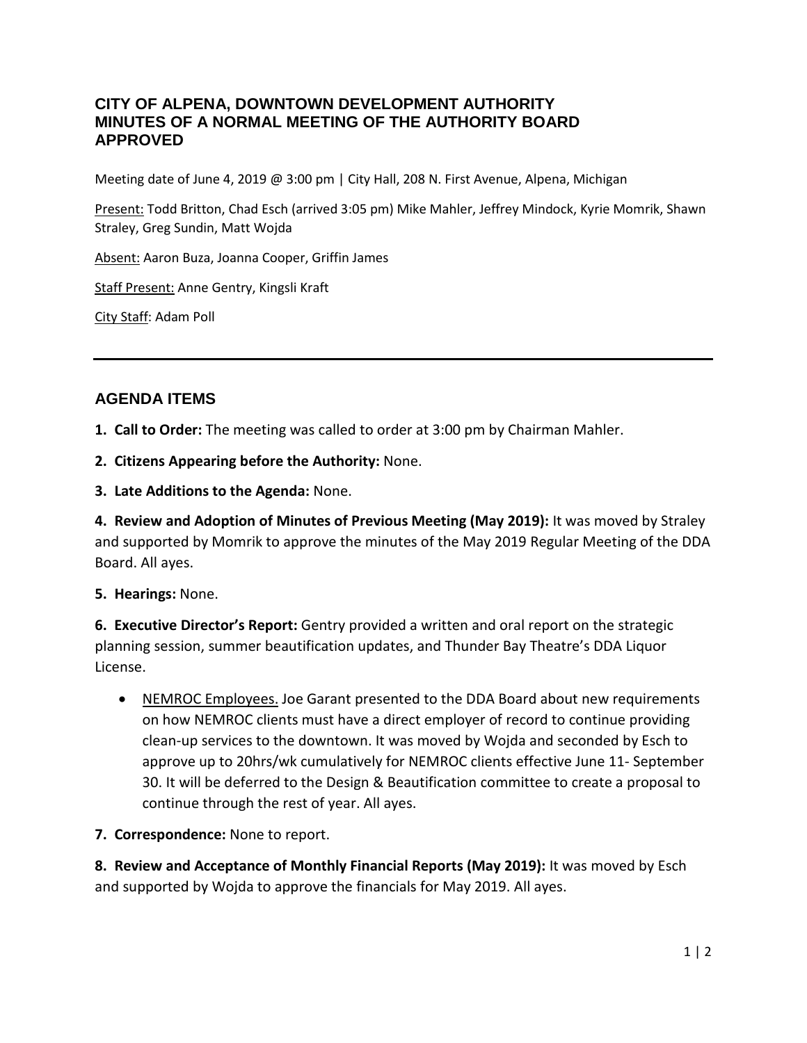# CITY OF ALPENA, DOWNTOWN DEVELOPMENT AUTHORITY
# MINUTES OF A NORMAL MEETING OF THE AUTHORITY BOARD
# APPROVED

Meeting date of June 4, 2019 @ 3:00 pm | City Hall, 208 N. First Avenue, Alpena, Michigan

Present: Todd Britton, Chad Esch (arrived 3:05 pm) Mike Mahler, Jeffrey Mindock, Kyrie Momrik, Shawn Straley, Greg Sundin, Matt Wojda

Absent: Aaron Buza, Joanna Cooper, Griffin James

Staff Present: Anne Gentry, Kingsli Kraft

City Staff: Adam Poll

---

## AGENDA ITEMS

**1. Call to Order:** The meeting was called to order at 3:00 pm by Chairman Mahler.

**2. Citizens Appearing before the Authority:** None.

**3. Late Additions to the Agenda:** None.

**4. Review and Adoption of Minutes of Previous Meeting (May 2019):** It was moved by Straley and supported by Momrik to approve the minutes of the May 2019 Regular Meeting of the DDA Board. All ayes.

**5. Hearings:** None.

**6. Executive Director's Report:** Gentry provided a written and oral report on the strategic planning session, summer beautification updates, and Thunder Bay Theatre's DDA Liquor License.

- NEMROC Employees. Joe Garant presented to the DDA Board about new requirements on how NEMROC clients must have a direct employer of record to continue providing clean-up services to the downtown. It was moved by Wojda and seconded by Esch to approve up to 20hrs/wk cumulatively for NEMROC clients effective June 11- September 30. It will be deferred to the Design & Beautification committee to create a proposal to continue through the rest of year. All ayes.

**7. Correspondence:** None to report.

**8. Review and Acceptance of Monthly Financial Reports (May 2019):** It was moved by Esch and supported by Wojda to approve the financials for May 2019. All ayes.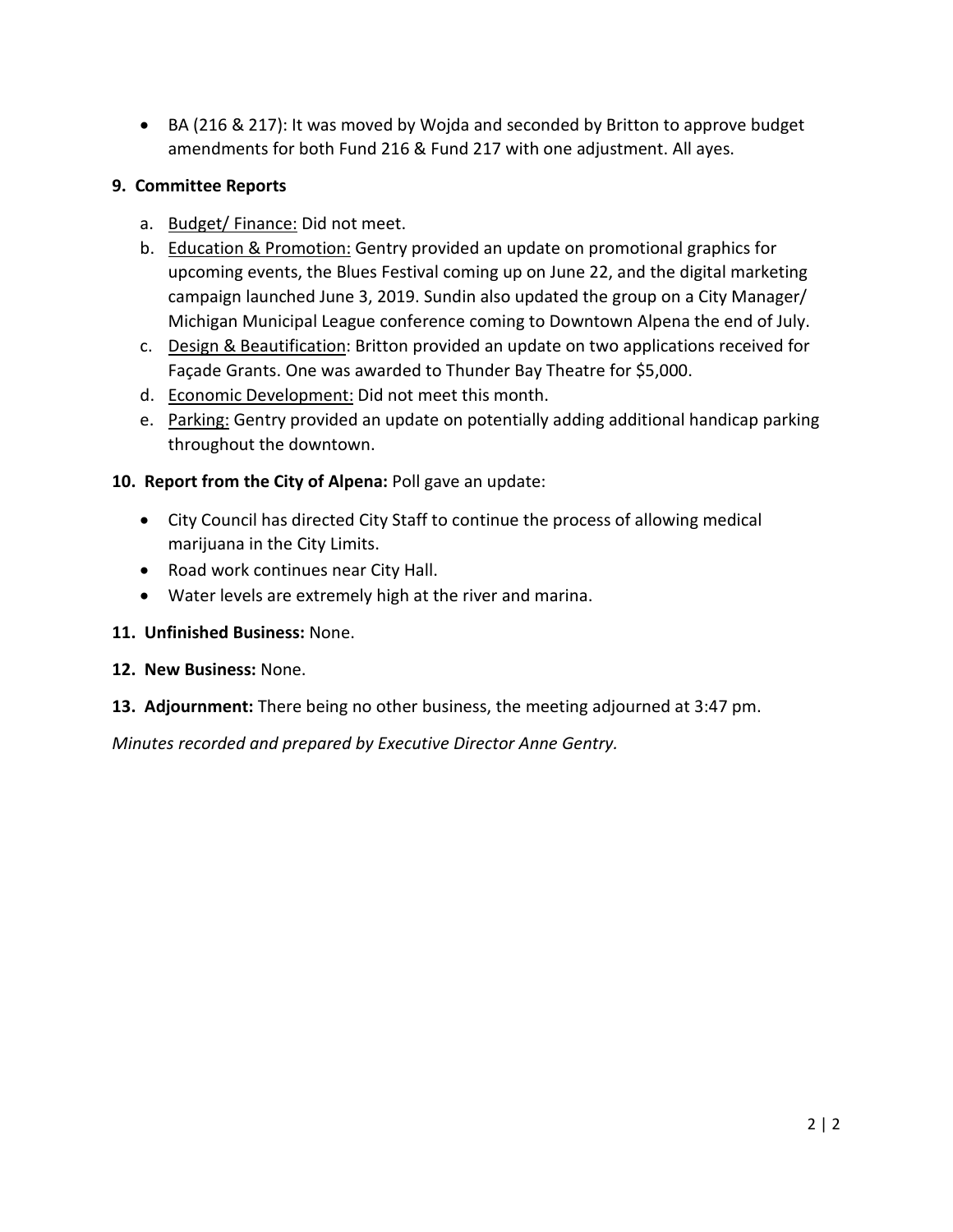- BA (216 & 217): It was moved by Wojda and seconded by Britton to approve budget amendments for both Fund 216 & Fund 217 with one adjustment. All ayes.

**9. Committee Reports**

a. Budget/ Finance: Did not meet.
b. Education & Promotion: Gentry provided an update on promotional graphics for upcoming events, the Blues Festival coming up on June 22, and the digital marketing campaign launched June 3, 2019. Sundin also updated the group on a City Manager/ Michigan Municipal League conference coming to Downtown Alpena the end of July.
c. Design & Beautification: Britton provided an update on two applications received for Façade Grants. One was awarded to Thunder Bay Theatre for $5,000.
d. Economic Development: Did not meet this month.
e. Parking: Gentry provided an update on potentially adding additional handicap parking throughout the downtown.

**10. Report from the City of Alpena:** Poll gave an update:

- City Council has directed City Staff to continue the process of allowing medical marijuana in the City Limits.
- Road work continues near City Hall.
- Water levels are extremely high at the river and marina.

**11. Unfinished Business:** None.

**12. New Business:** None.

**13. Adjournment:** There being no other business, the meeting adjourned at 3:47 pm.

*Minutes recorded and prepared by Executive Director Anne Gentry.*